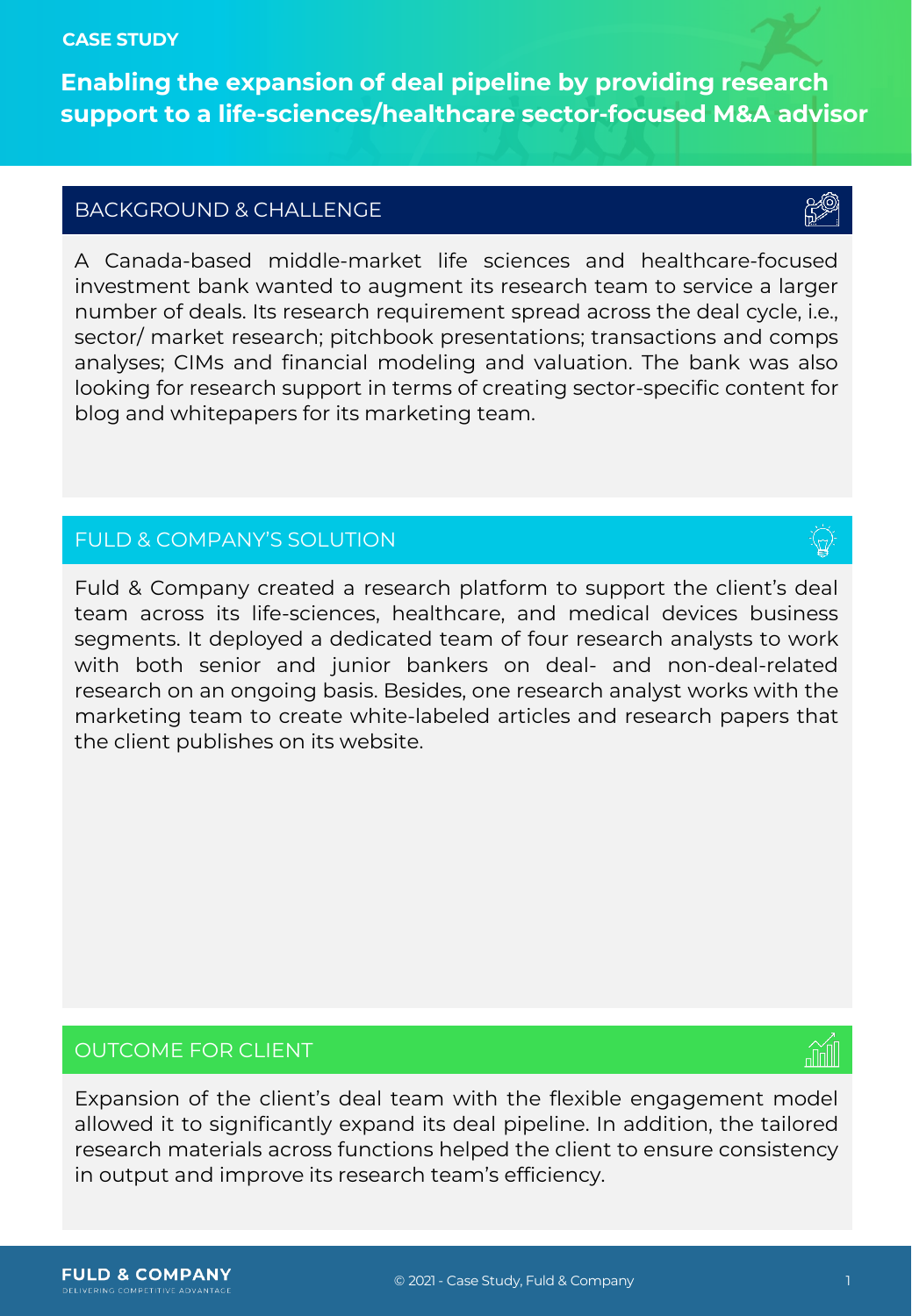CASE STUDY

# Enabling the expansion of deal pipeline by providing research support to a life-sciences/healthcare sector-focused M&A advisor

## BACKGROUND & CHALLENGE

A Canada-based middle-market life sciences and healthcare-focused investment bank wanted to augment its research team to service a larger number of deals. Its research requirement spread across the deal cycle, i.e., sector/ market research; pitchbook presentations; transactions and comps analyses; CIMs and financial modeling and valuation. The bank was also looking for research support in terms of creating sector-specific content for blog and whitepapers for its marketing team.

## FULD & COMPANY'S SOLUTION

Fuld & Company created a research platform to support the client's deal team across its life-sciences, healthcare, and medical devices business segments. It deployed a dedicated team of four research analysts to work with both senior and junior bankers on deal- and non-deal-related research on an ongoing basis. Besides, one research analyst works with the marketing team to create white-labeled articles and research papers that the client publishes on its website.

## OUTCOME FOR CLIENT

Expansion of the client's deal team with the flexible engagement model allowed it to significantly expand its deal pipeline. In addition, the tailored research materials across functions helped the client to ensure consistency in output and improve its research team's efficiency.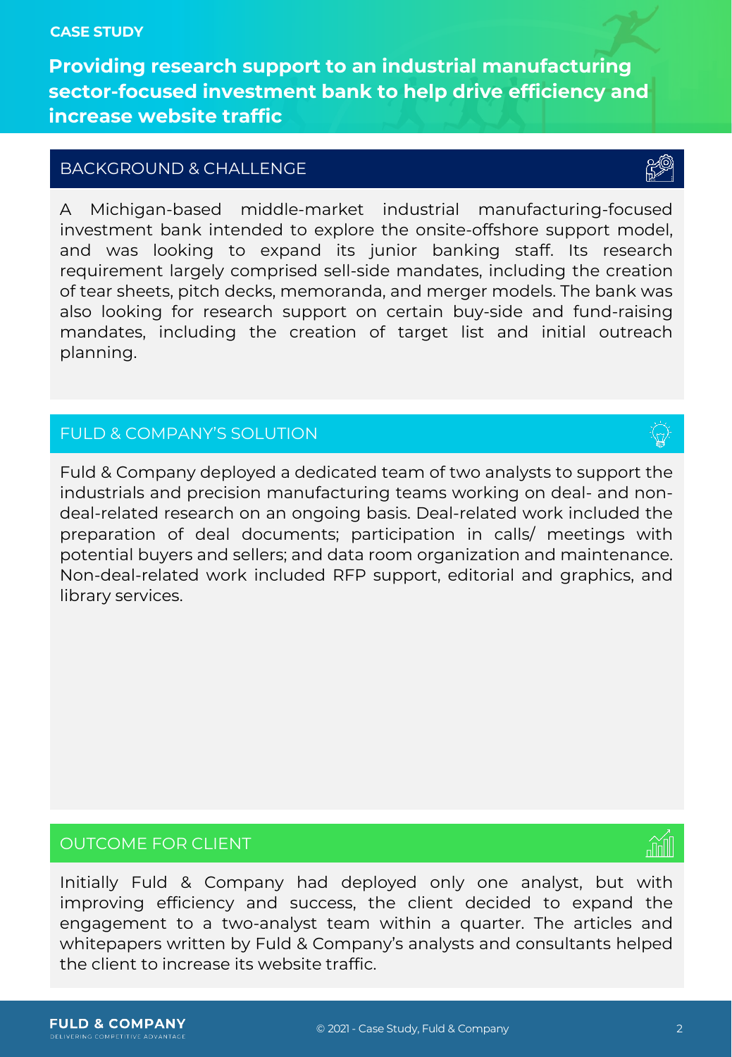CASE STUDY

# Providing research support to an industrial manufacturing sector-focused investment bank to help drive efficiency and increase website traffic

## BACKGROUND & CHALLENGE

A Michigan-based middle-market industrial manufacturing-focused investment bank intended to explore the onsite-offshore support model, and was looking to expand its junior banking staff. Its research requirement largely comprised sell-side mandates, including the creation of tear sheets, pitch decks, memoranda, and merger models. The bank was also looking for research support on certain buy-side and fund-raising mandates, including the creation of target list and initial outreach planning.

## FULD & COMPANY'S SOLUTION

Fuld & Company deployed a dedicated team of two analysts to support the industrials and precision manufacturing teams working on deal- and non-deal-related research on an ongoing basis. Deal-related work included the preparation of deal documents; participation in calls/ meetings with potential buyers and sellers; and data room organization and maintenance. Non-deal-related work included RFP support, editorial and graphics, and library services.

## OUTCOME FOR CLIENT

Initially Fuld & Company had deployed only one analyst, but with improving efficiency and success, the client decided to expand the engagement to a two-analyst team within a quarter. The articles and whitepapers written by Fuld & Company's analysts and consultants helped the client to increase its website traffic.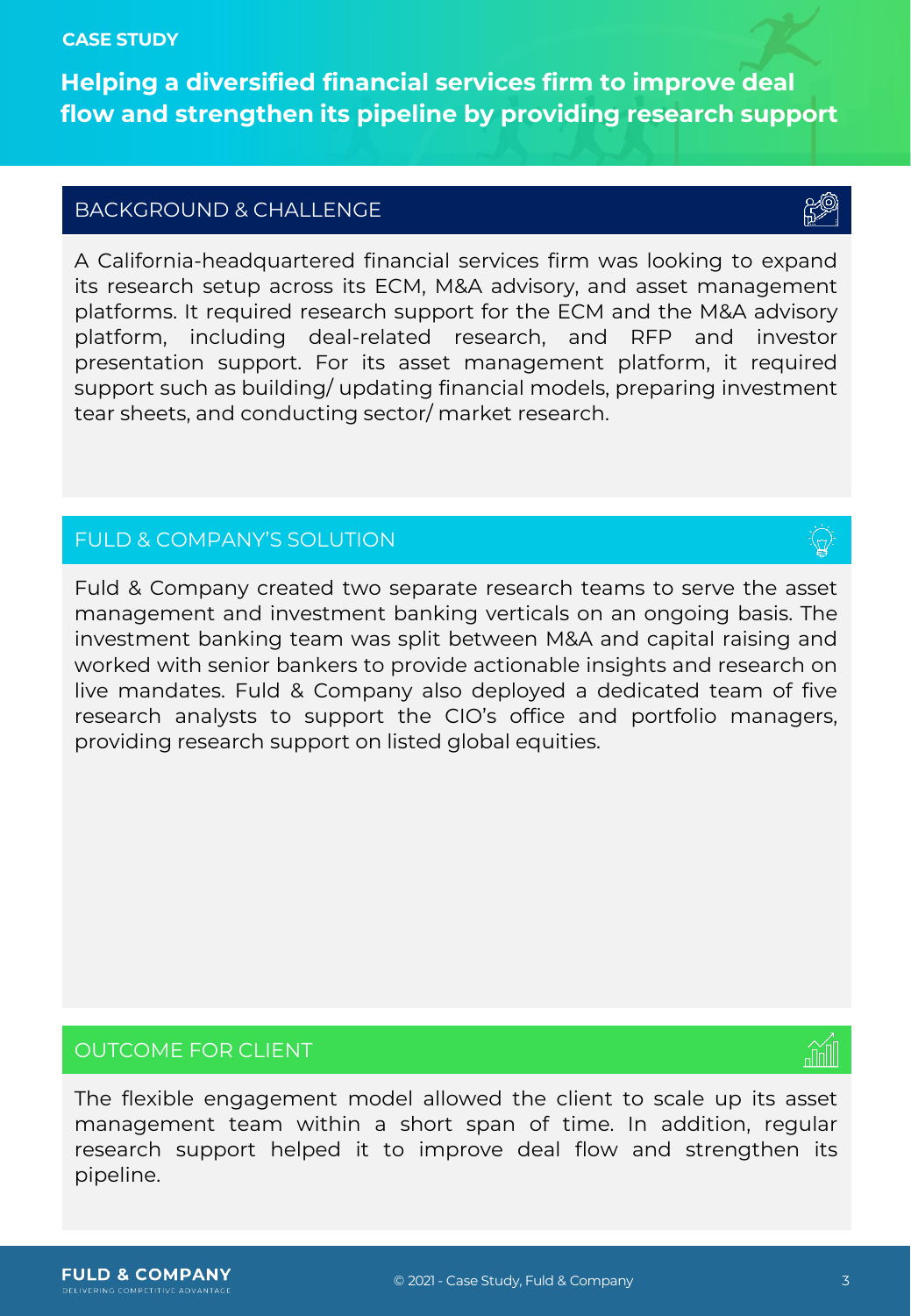CASE STUDY

# Helping a diversified financial services firm to improve deal flow and strengthen its pipeline by providing research support

## BACKGROUND & CHALLENGE

A California-headquartered financial services firm was looking to expand its research setup across its ECM, M&A advisory, and asset management platforms. It required research support for the ECM and the M&A advisory platform, including deal-related research, and RFP and investor presentation support. For its asset management platform, it required support such as building/ updating financial models, preparing investment tear sheets, and conducting sector/ market research.

## FULD & COMPANY'S SOLUTION

Fuld & Company created two separate research teams to serve the asset management and investment banking verticals on an ongoing basis. The investment banking team was split between M&A and capital raising and worked with senior bankers to provide actionable insights and research on live mandates. Fuld & Company also deployed a dedicated team of five research analysts to support the CIO's office and portfolio managers, providing research support on listed global equities.

## OUTCOME FOR CLIENT

The flexible engagement model allowed the client to scale up its asset management team within a short span of time. In addition, regular research support helped it to improve deal flow and strengthen its pipeline.